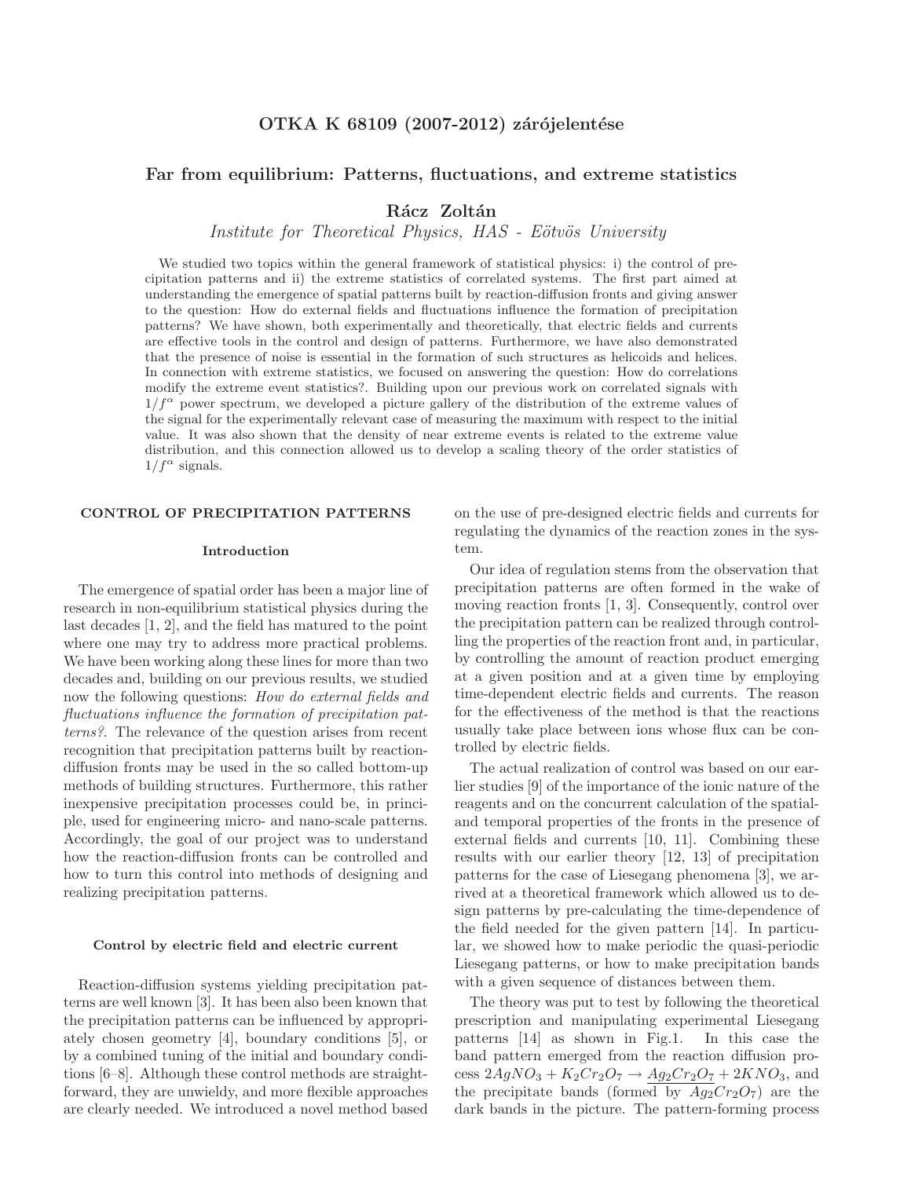# OTKA K 68109 (2007-2012) zárójelentése

## Far from equilibrium: Patterns, fluctuations, and extreme statistics

**Rácz Zoltán**

*Institute for Theoretical Physics, HAS - Eötvös University*

We studied two topics within the general framework of statistical physics: i) the control of precipitation patterns and ii) the extreme statistics of correlated systems. The first part aimed at understanding the emergence of spatial patterns built by reaction-diffusion fronts and giving answer to the question: How do external fields and fluctuations influence the formation of precipitation patterns? We have shown, both experimentally and theoretically, that electric fields and currents are effective tools in the control and design of patterns. Furthermore, we have also demonstrated that the presence of noise is essential in the formation of such structures as helicoids and helices. In connection with extreme statistics, we focused on answering the question: How do correlations modify the extreme event statistics?. Building upon our previous work on correlated signals with $1/f^{\alpha}$ power spectrum, we developed a picture gallery of the distribution of the extreme values of the signal for the experimentally relevant case of measuring the maximum with respect to the initial value. It was also shown that the density of near extreme events is related to the extreme value distribution, and this connection allowed us to develop a scaling theory of the order statistics of $1/f^{\alpha}$ signals.

### CONTROL OF PRECIPITATION PATTERNS

#### Introduction

The emergence of spatial order has been a major line of research in non-equilibrium statistical physics during the last decades [1, 2], and the field has matured to the point where one may try to address more practical problems. We have been working along these lines for more than two decades and, building on our previous results, we studied now the following questions: *How do external fields and fluctuations influence the formation of precipitation patterns?*. The relevance of the question arises from recent recognition that precipitation patterns built by reaction-diffusion fronts may be used in the so called bottom-up methods of building structures. Furthermore, this rather inexpensive precipitation processes could be, in principle, used for engineering micro- and nano-scale patterns. Accordingly, the goal of our project was to understand how the reaction-diffusion fronts can be controlled and how to turn this control into methods of designing and realizing precipitation patterns.

#### Control by electric field and electric current

Reaction-diffusion systems yielding precipitation patterns are well known [3]. It has been also been known that the precipitation patterns can be influenced by appropriately chosen geometry [4], boundary conditions [5], or by a combined tuning of the initial and boundary conditions [6–8]. Although these control methods are straightforward, they are unwieldy, and more flexible approaches are clearly needed. We introduced a novel method based on the use of pre-designed electric fields and currents for regulating the dynamics of the reaction zones in the system.

Our idea of regulation stems from the observation that precipitation patterns are often formed in the wake of moving reaction fronts [1, 3]. Consequently, control over the precipitation pattern can be realized through controlling the properties of the reaction front and, in particular, by controlling the amount of reaction product emerging at a given position and at a given time by employing time-dependent electric fields and currents. The reason for the effectiveness of the method is that the reactions usually take place between ions whose flux can be controlled by electric fields.

The actual realization of control was based on our earlier studies [9] of the importance of the ionic nature of the reagents and on the concurrent calculation of the spatial- and temporal properties of the fronts in the presence of external fields and currents [10, 11]. Combining these results with our earlier theory [12, 13] of precipitation patterns for the case of Liesegang phenomena [3], we arrived at a theoretical framework which allowed us to design patterns by pre-calculating the time-dependence of the field needed for the given pattern [14]. In particular, we showed how to make periodic the quasi-periodic Liesegang patterns, or how to make precipitation bands with a given sequence of distances between them.

The theory was put to test by following the theoretical prescription and manipulating experimental Liesegang patterns [14] as shown in Fig.1. In this case the band pattern emerged from the reaction diffusion process $2AgNO_3 + K_2Cr_2O_7 \rightarrow \underline{Ag_2Cr_2O_7} + 2KNO_3$, and the precipitate bands (formed by $Ag_2Cr_2O_7$) are the dark bands in the picture. The pattern-forming process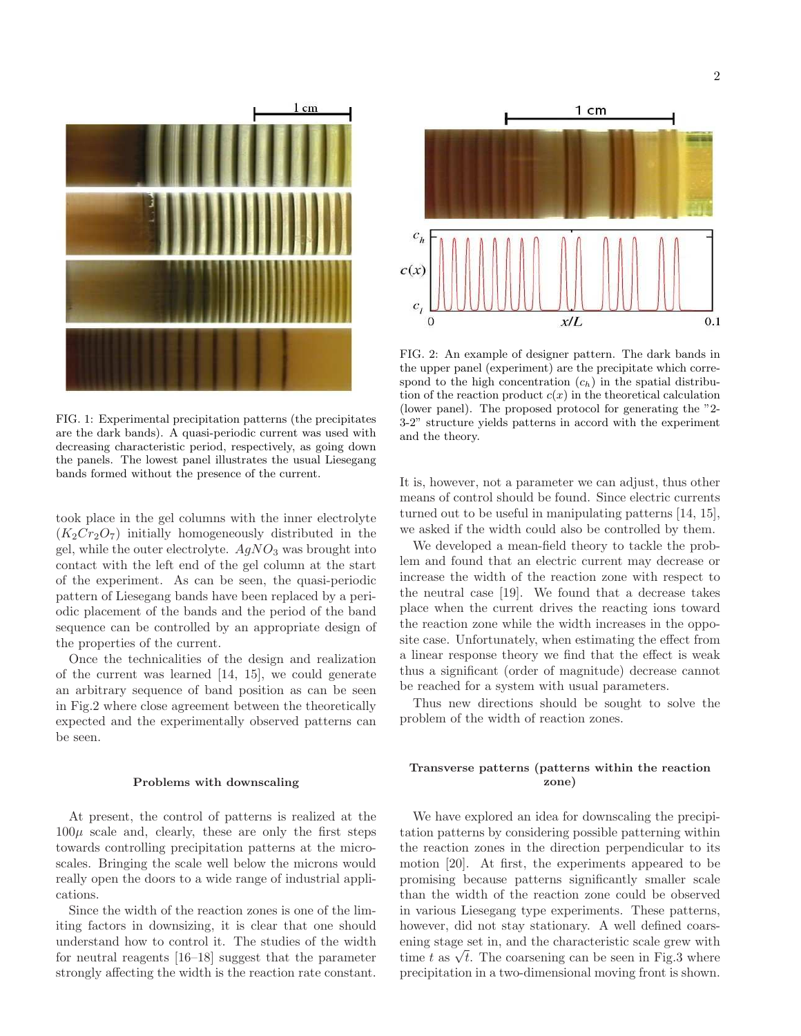FIG. 1: Experimental precipitation patterns (the precipitates are the dark bands). A quasi-periodic current was used with decreasing characteristic period, respectively, as going down the panels. The lowest panel illustrates the usual Liesegang bands formed without the presence of the current.

FIG. 2: An example of designer pattern. The dark bands in the upper panel (experiment) are the precipitate which correspond to the high concentration ($c_h$) in the spatial distribution of the reaction product $c(x)$ in the theoretical calculation (lower panel). The proposed protocol for generating the "2-3-2" structure yields patterns in accord with the experiment and the theory.

took place in the gel columns with the inner electrolyte ($K_2Cr_2O_7$) initially homogeneously distributed in the gel, while the outer electrolyte. $AgNO_3$ was brought into contact with the left end of the gel column at the start of the experiment. As can be seen, the quasi-periodic pattern of Liesegang bands have been replaced by a periodic placement of the bands and the period of the band sequence can be controlled by an appropriate design of the properties of the current.

Once the technicalities of the design and realization of the current was learned [14, 15], we could generate an arbitrary sequence of band position as can be seen in Fig.2 where close agreement between the theoretically expected and the experimentally observed patterns can be seen.

## Problems with downscaling

At present, the control of patterns is realized at the $100\mu$ scale and, clearly, these are only the first steps towards controlling precipitation patterns at the microscales. Bringing the scale well below the microns would really open the doors to a wide range of industrial applications.

Since the width of the reaction zones is one of the limiting factors in downsizing, it is clear that one should understand how to control it. The studies of the width for neutral reagents [16–18] suggest that the parameter strongly affecting the width is the reaction rate constant. It is, however, not a parameter we can adjust, thus other means of control should be found. Since electric currents turned out to be useful in manipulating patterns [14, 15], we asked if the width could also be controlled by them.

We developed a mean-field theory to tackle the problem and found that an electric current may decrease or increase the width of the reaction zone with respect to the neutral case [19]. We found that a decrease takes place when the current drives the reacting ions toward the reaction zone while the width increases in the opposite case. Unfortunately, when estimating the effect from a linear response theory we find that the effect is weak thus a significant (order of magnitude) decrease cannot be reached for a system with usual parameters.

Thus new directions should be sought to solve the problem of the width of reaction zones.

## Transverse patterns (patterns within the reaction zone)

We have explored an idea for downscaling the precipitation patterns by considering possible patterning within the reaction zones in the direction perpendicular to its motion [20]. At first, the experiments appeared to be promising because patterns significantly smaller scale than the width of the reaction zone could be observed in various Liesegang type experiments. These patterns, however, did not stay stationary. A well defined coarsening stage set in, and the characteristic scale grew with time $t$ as $\sqrt{t}$. The coarsening can be seen in Fig.3 where precipitation in a two-dimensional moving front is shown.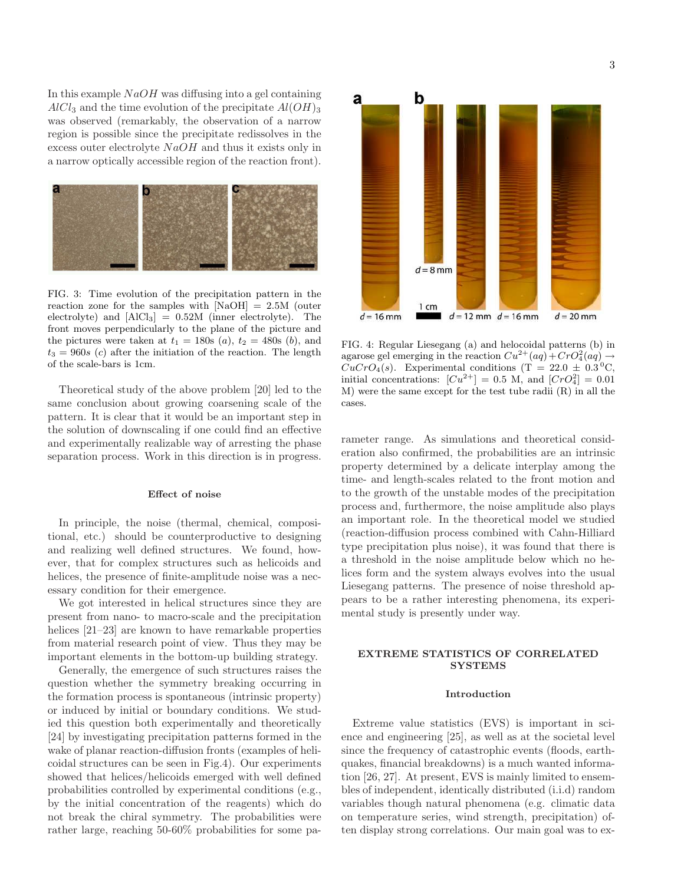In this example $NaOH$ was diffusing into a gel containing $AlCl_3$ and the time evolution of the precipitate $Al(OH)_3$ was observed (remarkably, the observation of a narrow region is possible since the precipitate redissolves in the excess outer electrolyte $NaOH$ and thus it exists only in a narrow optically accessible region of the reaction front).

FIG. 3: Time evolution of the precipitation pattern in the reaction zone for the samples with [NaOH] = 2.5M (outer electrolyte) and [$AlCl_3$] = 0.52M (inner electrolyte). The front moves perpendicularly to the plane of the picture and the pictures were taken at $t_1 = 180s$ (*a*), $t_2 = 480s$ (*b*), and $t_3 = 960s$ (*c*) after the initiation of the reaction. The length of the scale-bars is 1cm.

Theoretical study of the above problem [20] led to the same conclusion about growing coarsening scale of the pattern. It is clear that it would be an important step in the solution of downscaling if one could find an effective and experimentally realizable way of arresting the phase separation process. Work in this direction is in progress.

### Effect of noise

In principle, the noise (thermal, chemical, compositional, etc.) should be counterproductive to designing and realizing well defined structures. We found, however, that for complex structures such as helicoids and helices, the presence of finite-amplitude noise was a necessary condition for their emergence.

We got interested in helical structures since they are present from nano- to macro-scale and the precipitation helices [21–23] are known to have remarkable properties from material research point of view. Thus they may be important elements in the bottom-up building strategy.

Generally, the emergence of such structures raises the question whether the symmetry breaking occurring in the formation process is spontaneous (intrinsic property) or induced by initial or boundary conditions. We studied this question both experimentally and theoretically [24] by investigating precipitation patterns formed in the wake of planar reaction-diffusion fronts (examples of helicoidal structures can be seen in Fig.4). Our experiments showed that helices/helicoids emerged with well defined probabilities controlled by experimental conditions (e.g., by the initial concentration of the reagents) which do not break the chiral symmetry. The probabilities were rather large, reaching 50-60% probabilities for some parameter range. As simulations and theoretical consideration also confirmed, the probabilities are an intrinsic property determined by a delicate interplay among the time- and length-scales related to the front motion and to the growth of the unstable modes of the precipitation process and, furthermore, the noise amplitude also plays an important role. In the theoretical model we studied (reaction-diffusion process combined with Cahn-Hilliard type precipitation plus noise), it was found that there is a threshold in the noise amplitude below which no helices form and the system always evolves into the usual Liesegang patterns. The presence of noise threshold appears to be a rather interesting phenomena, its experimental study is presently under way.

FIG. 4: Regular Liesegang (a) and helocoidal patterns (b) in agarose gel emerging in the reaction $Cu^{2+}(aq) + CrO_4^2(aq) \rightarrow CuCrO_4(s)$. Experimental conditions (T = 22.0 ± 0.3 $^0$C, initial concentrations: $[Cu^{2+}]$ = 0.5 M, and $[CrO_4^2]$ = 0.01 M) were the same except for the test tube radii (R) in all the cases.

## EXTREME STATISTICS OF CORRELATED SYSTEMS

### Introduction

Extreme value statistics (EVS) is important in science and engineering [25], as well as at the societal level since the frequency of catastrophic events (floods, earthquakes, financial breakdowns) is a much wanted information [26, 27]. At present, EVS is mainly limited to ensembles of independent, identically distributed (i.i.d) random variables though natural phenomena (e.g. climatic data on temperature series, wind strength, precipitation) often display strong correlations. Our main goal was to ex-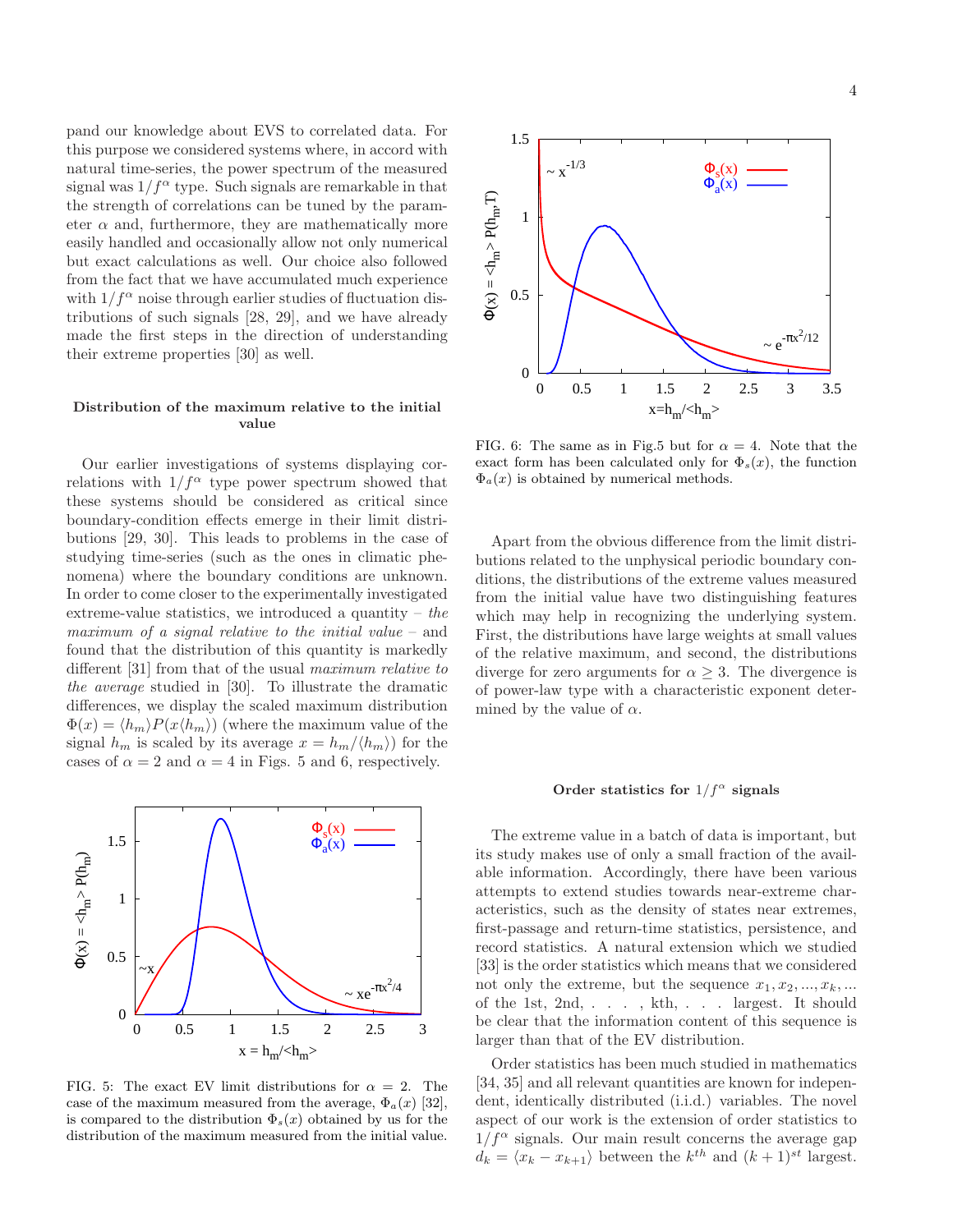pand our knowledge about EVS to correlated data. For this purpose we considered systems where, in accord with natural time-series, the power spectrum of the measured signal was $1/f^\alpha$ type. Such signals are remarkable in that the strength of correlations can be tuned by the parameter $\alpha$ and, furthermore, they are mathematically more easily handled and occasionally allow not only numerical but exact calculations as well. Our choice also followed from the fact that we have accumulated much experience with $1/f^\alpha$ noise through earlier studies of fluctuation distributions of such signals [28, 29], and we have already made the first steps in the direction of understanding their extreme properties [30] as well.

### Distribution of the maximum relative to the initial value

Our earlier investigations of systems displaying correlations with $1/f^\alpha$ type power spectrum showed that these systems should be considered as critical since boundary-condition effects emerge in their limit distributions [29, 30]. This leads to problems in the case of studying time-series (such as the ones in climatic phenomena) where the boundary conditions are unknown. In order to come closer to the experimentally investigated extreme-value statistics, we introduced a quantity – *the maximum of a signal relative to the initial value* – and found that the distribution of this quantity is markedly different [31] from that of the usual *maximum relative to the average* studied in [30]. To illustrate the dramatic differences, we display the scaled maximum distribution $\Phi(x) = \langle h_m \rangle P(x\langle h_m \rangle)$ (where the maximum value of the signal $h_m$ is scaled by its average $x = h_m/\langle h_m \rangle$) for the cases of $\alpha = 2$ and $\alpha = 4$ in Figs. 5 and 6, respectively.

FIG. 5: The exact EV limit distributions for $\alpha = 2$. The case of the maximum measured from the average, $\Phi_a(x)$ [32], is compared to the distribution $\Phi_s(x)$ obtained by us for the distribution of the maximum measured from the initial value.

FIG. 6: The same as in Fig.5 but for $\alpha = 4$. Note that the exact form has been calculated only for $\Phi_s(x)$, the function $\Phi_a(x)$ is obtained by numerical methods.

Apart from the obvious difference from the limit distributions related to the unphysical periodic boundary conditions, the distributions of the extreme values measured from the initial value have two distinguishing features which may help in recognizing the underlying system. First, the distributions have large weights at small values of the relative maximum, and second, the distributions diverge for zero arguments for $\alpha \geq 3$. The divergence is of power-law type with a characteristic exponent determined by the value of $\alpha$.

### Order statistics for $1/f^\alpha$ signals

The extreme value in a batch of data is important, but its study makes use of only a small fraction of the available information. Accordingly, there have been various attempts to extend studies towards near-extreme characteristics, such as the density of states near extremes, first-passage and return-time statistics, persistence, and record statistics. A natural extension which we studied [33] is the order statistics which means that we considered not only the extreme, but the sequence $x_1, x_2, ..., x_k, ...$ of the 1st, 2nd, . . . , kth, . . . largest. It should be clear that the information content of this sequence is larger than that of the EV distribution.

Order statistics has been much studied in mathematics [34, 35] and all relevant quantities are known for independent, identically distributed (i.i.d.) variables. The novel aspect of our work is the extension of order statistics to $1/f^\alpha$ signals. Our main result concerns the average gap $d_k = \langle x_k - x_{k+1} \rangle$ between the $k^{th}$ and $(k+1)^{st}$ largest.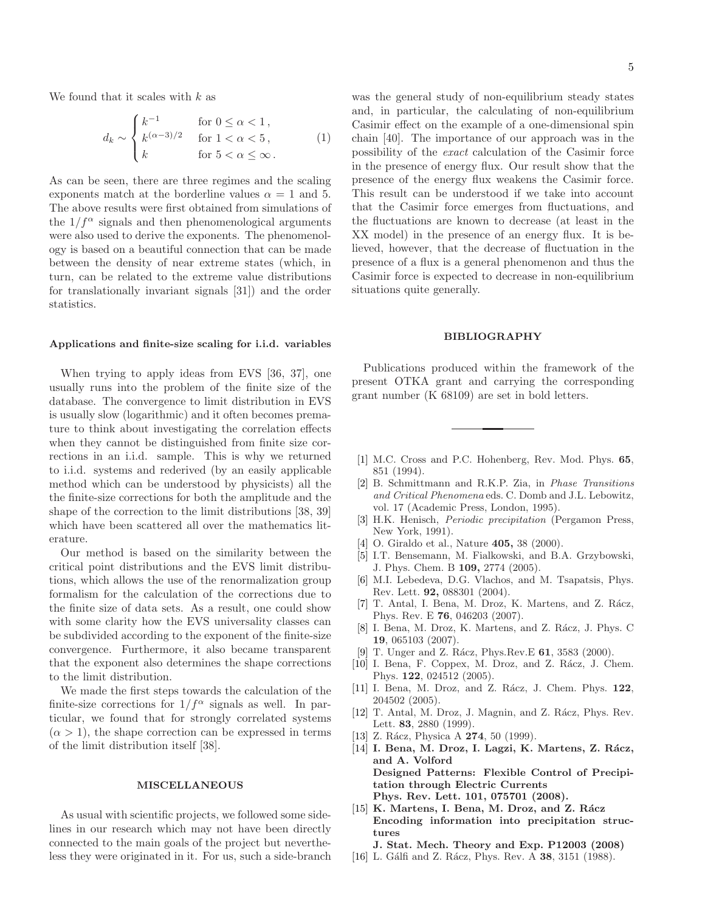We found that it scales with $k$ as

$$d_k \sim \begin{cases} k^{-1} & \text{for } 0 \le \alpha < 1\,, \\ k^{(\alpha-3)/2} & \text{for } 1 < \alpha < 5\,, \\ k & \text{for } 5 < \alpha \le \infty\,. \end{cases} \qquad (1)$$

As can be seen, there are three regimes and the scaling exponents match at the borderline values $\alpha = 1$ and 5. The above results were first obtained from simulations of the $1/f^\alpha$ signals and then phenomenological arguments were also used to derive the exponents. The phenomenology is based on a beautiful connection that can be made between the density of near extreme states (which, in turn, can be related to the extreme value distributions for translationally invariant signals [31]) and the order statistics.

#### Applications and finite-size scaling for i.i.d. variables

When trying to apply ideas from EVS [36, 37], one usually runs into the problem of the finite size of the database. The convergence to limit distribution in EVS is usually slow (logarithmic) and it often becomes premature to think about investigating the correlation effects when they cannot be distinguished from finite size corrections in an i.i.d. sample. This is why we returned to i.i.d. systems and rederived (by an easily applicable method which can be understood by physicists) all the the finite-size corrections for both the amplitude and the shape of the correction to the limit distributions [38, 39] which have been scattered all over the mathematics literature.

Our method is based on the similarity between the critical point distributions and the EVS limit distributions, which allows the use of the renormalization group formalism for the calculation of the corrections due to the finite size of data sets. As a result, one could show with some clarity how the EVS universality classes can be subdivided according to the exponent of the finite-size convergence. Furthermore, it also became transparent that the exponent also determines the shape corrections to the limit distribution.

We made the first steps towards the calculation of the finite-size corrections for $1/f^\alpha$ signals as well. In particular, we found that for strongly correlated systems ($\alpha > 1$), the shape correction can be expressed in terms of the limit distribution itself [38].

## MISCELLANEOUS

As usual with scientific projects, we followed some sidelines in our research which may not have been directly connected to the main goals of the project but nevertheless they were originated in it. For us, such a side-branch was the general study of non-equilibrium steady states and, in particular, the calculating of non-equilibrium Casimir effect on the example of a one-dimensional spin chain [40]. The importance of our approach was in the possibility of the *exact* calculation of the Casimir force in the presence of energy flux. Our result show that the presence of the energy flux weakens the Casimir force. This result can be understood if we take into account that the Casimir force emerges from fluctuations, and the fluctuations are known to decrease (at least in the XX model) in the presence of an energy flux. It is believed, however, that the decrease of fluctuation in the presence of a flux is a general phenomenon and thus the Casimir force is expected to decrease in non-equilibrium situations quite generally.

## BIBLIOGRAPHY

Publications produced within the framework of the present OTKA grant and carrying the corresponding grant number (K 68109) are set in bold letters.

---

[1] M.C. Cross and P.C. Hohenberg, Rev. Mod. Phys. **65**, 851 (1994).

[2] B. Schmittmann and R.K.P. Zia, in *Phase Transitions and Critical Phenomena* eds. C. Domb and J.L. Lebowitz, vol. 17 (Academic Press, London, 1995).

[3] H.K. Henisch, *Periodic precipitation* (Pergamon Press, New York, 1991).

[4] O. Giraldo et al., Nature **405,** 38 (2000).

[5] I.T. Bensemann, M. Fialkowski, and B.A. Grzybowski, J. Phys. Chem. B **109,** 2774 (2005).

[6] M.I. Lebedeva, D.G. Vlachos, and M. Tsapatsis, Phys. Rev. Lett. **92,** 088301 (2004).

[7] T. Antal, I. Bena, M. Droz, K. Martens, and Z. Rácz, Phys. Rev. E **76**, 046203 (2007).

[8] I. Bena, M. Droz, K. Martens, and Z. Rácz, J. Phys. C **19**, 065103 (2007).

[9] T. Unger and Z. Rácz, Phys.Rev.E **61**, 3583 (2000).

[10] I. Bena, F. Coppex, M. Droz, and Z. Rácz, J. Chem. Phys. **122**, 024512 (2005).

[11] I. Bena, M. Droz, and Z. Rácz, J. Chem. Phys. **122**, 204502 (2005).

[12] T. Antal, M. Droz, J. Magnin, and Z. Rácz, Phys. Rev. Lett. **83**, 2880 (1999).

[13] Z. Rácz, Physica A **274**, 50 (1999).

[14] **I. Bena, M. Droz, I. Lagzi, K. Martens, Z. Rácz, and A. Volford Designed Patterns: Flexible Control of Precipitation through Electric Currents Phys. Rev. Lett. 101, 075701 (2008).**

[15] **K. Martens, I. Bena, M. Droz, and Z. Rácz Encoding information into precipitation structures J. Stat. Mech. Theory and Exp. P12003 (2008)**

[16] L. Gálfi and Z. Rácz, Phys. Rev. A **38**, 3151 (1988).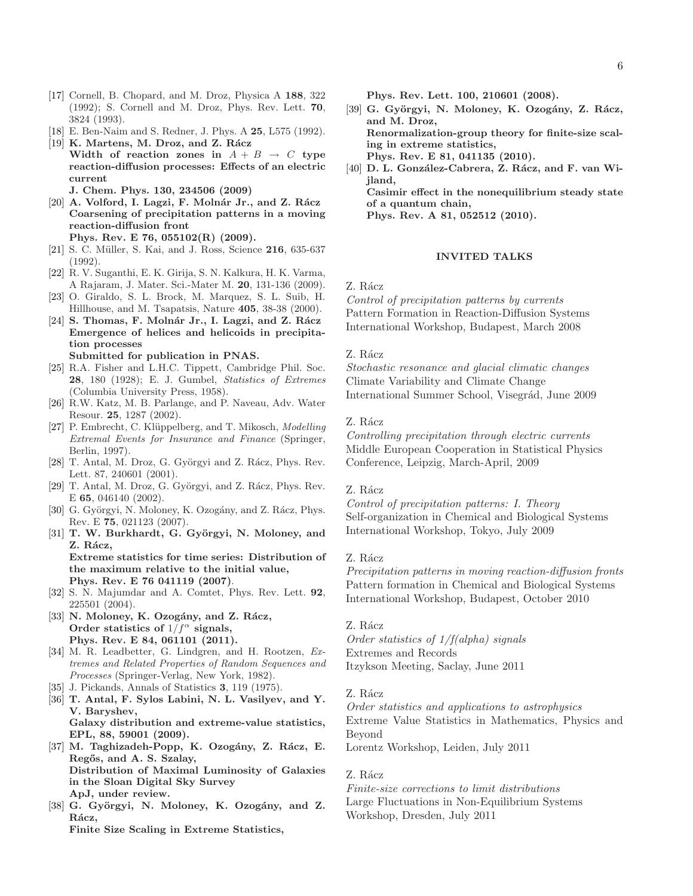[17] Cornell, B. Chopard, and M. Droz, Physica A **188**, 322 (1992); S. Cornell and M. Droz, Phys. Rev. Lett. **70**, 3824 (1993).

[18] E. Ben-Naim and S. Redner, J. Phys. A **25**, L575 (1992).

[19] **K. Martens, M. Droz, and Z. Rácz**
**Width of reaction zones in $A + B \rightarrow C$ type reaction-diffusion processes: Effects of an electric current**
**J. Chem. Phys. 130, 234506 (2009)**

[20] **A. Volford, I. Lagzi, F. Molnár Jr., and Z. Rácz**
**Coarsening of precipitation patterns in a moving reaction-diffusion front**
**Phys. Rev. E 76, 055102(R) (2009).**

[21] S. C. Müller, S. Kai, and J. Ross, Science **216**, 635-637 (1992).

[22] R. V. Suganthi, E. K. Girija, S. N. Kalkura, H. K. Varma, A Rajaram, J. Mater. Sci.-Mater M. **20**, 131-136 (2009).

[23] O. Giraldo, S. L. Brock, M. Marquez, S. L. Suib, H. Hillhouse, and M. Tsapatsis, Nature **405**, 38-38 (2000).

[24] **S. Thomas, F. Molnár Jr., I. Lagzi, and Z. Rácz**
**Emergence of helices and helicoids in precipitation processes**
**Submitted for publication in PNAS.**

[25] R.A. Fisher and L.H.C. Tippett, Cambridge Phil. Soc. **28**, 180 (1928); E. J. Gumbel, *Statistics of Extremes* (Columbia University Press, 1958).

[26] R.W. Katz, M. B. Parlange, and P. Naveau, Adv. Water Resour. **25**, 1287 (2002).

[27] P. Embrecht, C. Klüppelberg, and T. Mikosch, *Modelling Extremal Events for Insurance and Finance* (Springer, Berlin, 1997).

[28] T. Antal, M. Droz, G. Györgyi and Z. Rácz, Phys. Rev. Lett. 87, 240601 (2001).

[29] T. Antal, M. Droz, G. Györgyi, and Z. Rácz, Phys. Rev. E **65**, 046140 (2002).

[30] G. Györgyi, N. Moloney, K. Ozogány, and Z. Rácz, Phys. Rev. E **75**, 021123 (2007).

[31] **T. W. Burkhardt, G. Györgyi, N. Moloney, and Z. Rácz,**
**Extreme statistics for time series: Distribution of the maximum relative to the initial value,**
**Phys. Rev. E 76 041119 (2007)**.

[32] S. N. Majumdar and A. Comtet, Phys. Rev. Lett. **92**, 225501 (2004).

[33] **N. Moloney, K. Ozogány, and Z. Rácz,**
**Order statistics of $1/f^{\alpha}$ signals,**
**Phys. Rev. E 84, 061101 (2011).**

[34] M. R. Leadbetter, G. Lindgren, and H. Rootzen, *Extremes and Related Properties of Random Sequences and Processes* (Springer-Verlag, New York, 1982).

[35] J. Pickands, Annals of Statistics **3**, 119 (1975).

[36] **T. Antal, F. Sylos Labini, N. L. Vasilyev, and Y. V. Baryshev,**
**Galaxy distribution and extreme-value statistics,**
**EPL, 88, 59001 (2009).**

[37] **M. Taghizadeh-Popp, K. Ozogány, Z. Rácz, E. Regős, and A. S. Szalay,**
**Distribution of Maximal Luminosity of Galaxies in the Sloan Digital Sky Survey**
**ApJ, under review.**

[38] **G. Györgyi, N. Moloney, K. Ozogány, and Z. Rácz,**
**Finite Size Scaling in Extreme Statistics,**
**Phys. Rev. Lett. 100, 210601 (2008).**

[39] **G. Györgyi, N. Moloney, K. Ozogány, Z. Rácz, and M. Droz,**
**Renormalization-group theory for finite-size scaling in extreme statistics,**
**Phys. Rev. E 81, 041135 (2010).**

[40] **D. L. González-Cabrera, Z. Rácz, and F. van Wijland,**
**Casimir effect in the nonequilibrium steady state of a quantum chain,**
**Phys. Rev. A 81, 052512 (2010).**

## INVITED TALKS

Z. Rácz
*Control of precipitation patterns by currents*
Pattern Formation in Reaction-Diffusion Systems
International Workshop, Budapest, March 2008

Z. Rácz
*Stochastic resonance and glacial climatic changes*
Climate Variability and Climate Change
International Summer School, Visegrád, June 2009

Z. Rácz
*Controlling precipitation through electric currents*
Middle European Cooperation in Statistical Physics
Conference, Leipzig, March-April, 2009

Z. Rácz
*Control of precipitation patterns: I. Theory*
Self-organization in Chemical and Biological Systems
International Workshop, Tokyo, July 2009

Z. Rácz
*Precipitation patterns in moving reaction-diffusion fronts*
Pattern formation in Chemical and Biological Systems
International Workshop, Budapest, October 2010

Z. Rácz
*Order statistics of 1/f(alpha) signals*
Extremes and Records
Itzykson Meeting, Saclay, June 2011

Z. Rácz
*Order statistics and applications to astrophysics*
Extreme Value Statistics in Mathematics, Physics and Beyond
Lorentz Workshop, Leiden, July 2011

Z. Rácz
*Finite-size corrections to limit distributions*
Large Fluctuations in Non-Equilibrium Systems
Workshop, Dresden, July 2011